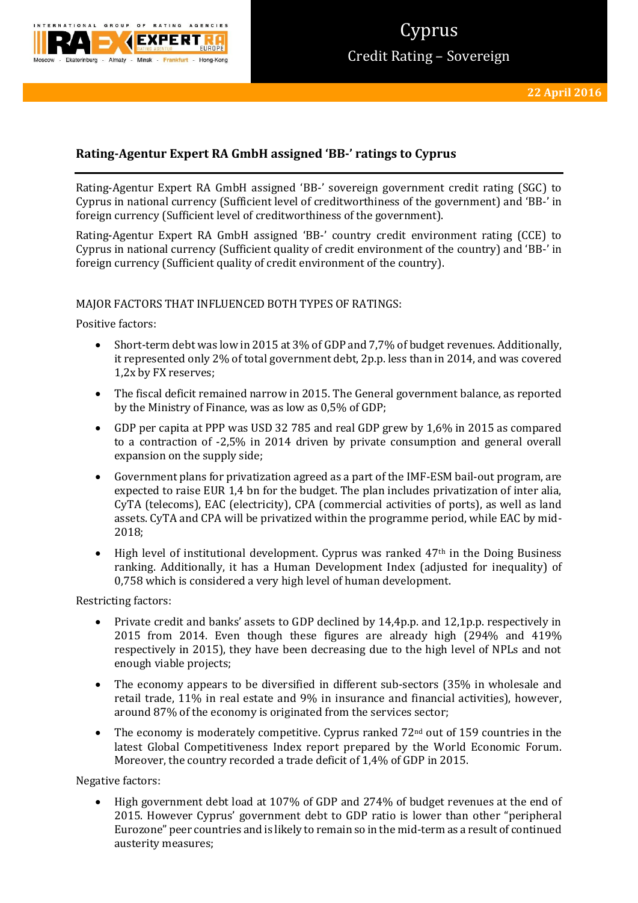# Rating-Agentur Expert RA GmbH assigned 'BB-' ratings to Cyprus

Rating-Agentur Expert RA GmbH assigned 'BB-' sovereign government credit rating (SGC) to Cyprus in national currency (Sufficient level of creditworthiness of the government) and 'BB-' in foreign currency (Sufficient level of creditworthiness of the government).

Rating-Agentur Expert RA GmbH assigned 'BB-' country credit environment rating (CCE) to Cyprus in national currency (Sufficient quality of credit environment of the country) and 'BB-' in foreign currency (Sufficient quality of credit environment of the country).

MAJOR FACTORS THAT INFLUENCED BOTH TYPES OF RATINGS:

Positive factors:

- Short-term debt was low in 2015 at 3% of GDP and 7,7% of budget revenues. Additionally, it represented only 2% of total government debt, 2p.p. less than in 2014, and was covered 1,2x by FX reserves;
- The fiscal deficit remained narrow in 2015. The General government balance, as reported by the Ministry of Finance, was as low as 0,5% of GDP;
- GDP per capita at PPP was USD 32 785 and real GDP grew by 1,6% in 2015 as compared to a contraction of -2,5% in 2014 driven by private consumption and general overall expansion on the supply side;
- Government plans for privatization agreed as a part of the IMF-ESM bail-out program, are expected to raise EUR 1,4 bn for the budget. The plan includes privatization of inter alia, CyTA (telecoms), EAC (electricity), CPA (commercial activities of ports), as well as land assets. CyTA and CPA will be privatized within the programme period, while EAC by mid-2018;
- High level of institutional development. Cyprus was ranked 47th in the Doing Business ranking. Additionally, it has a Human Development Index (adjusted for inequality) of 0,758 which is considered a very high level of human development.

Restricting factors:

- Private credit and banks' assets to GDP declined by 14,4p.p. and 12,1p.p. respectively in 2015 from 2014. Even though these figures are already high (294% and 419% respectively in 2015), they have been decreasing due to the high level of NPLs and not enough viable projects;
- The economy appears to be diversified in different sub-sectors (35% in wholesale and retail trade, 11% in real estate and 9% in insurance and financial activities), however, around 87% of the economy is originated from the services sector;
- The economy is moderately competitive. Cyprus ranked 72nd out of 159 countries in the latest Global Competitiveness Index report prepared by the World Economic Forum. Moreover, the country recorded a trade deficit of 1,4% of GDP in 2015.

Negative factors:

- High government debt load at 107% of GDP and 274% of budget revenues at the end of 2015. However Cyprus' government debt to GDP ratio is lower than other "peripheral Eurozone" peer countries and is likely to remain so in the mid-term as a result of continued austerity measures;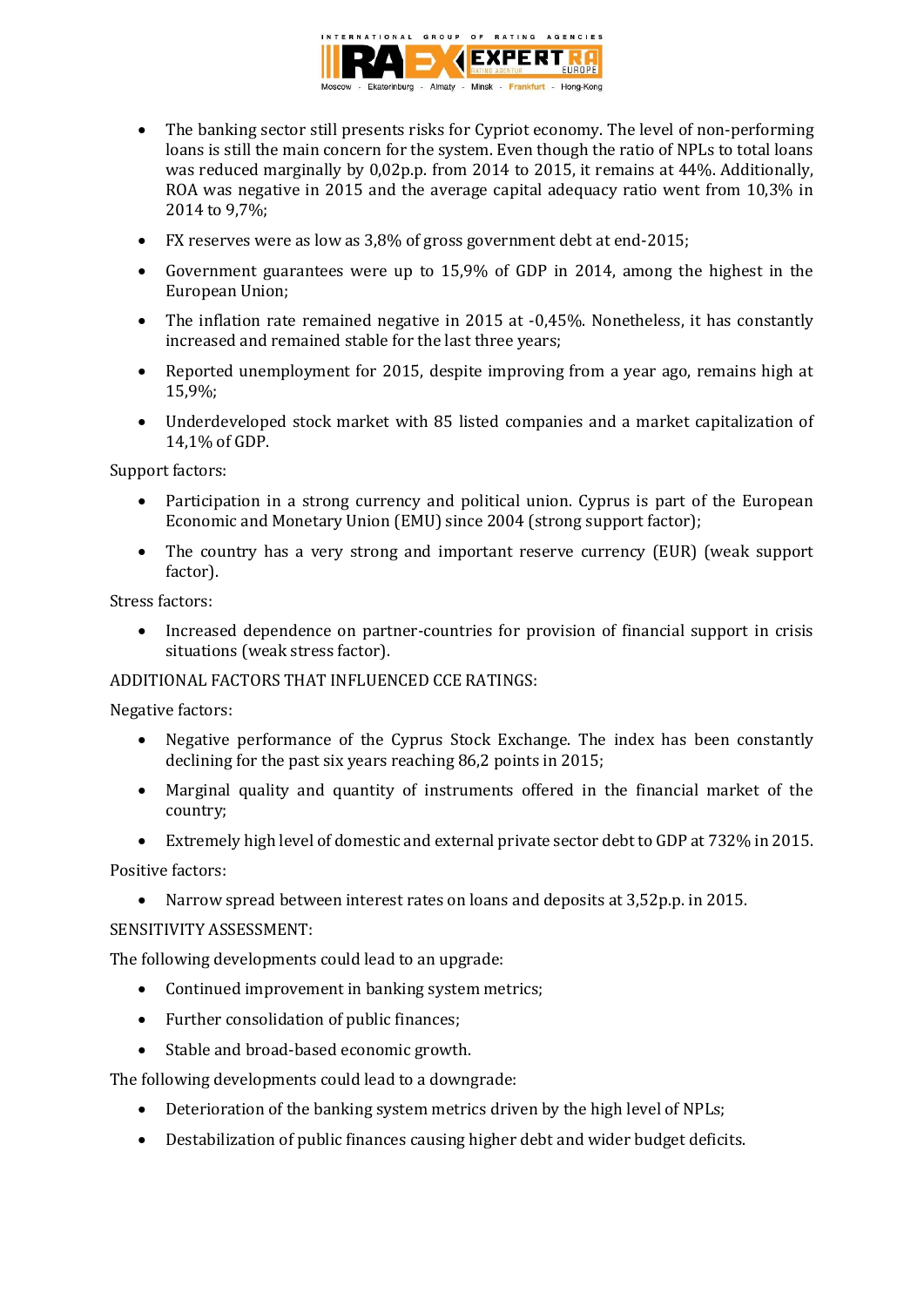- The banking sector still presents risks for Cypriot economy. The level of non-performing loans is still the main concern for the system. Even though the ratio of NPLs to total loans was reduced marginally by 0,02p.p. from 2014 to 2015, it remains at 44%. Additionally, ROA was negative in 2015 and the average capital adequacy ratio went from 10,3% in 2014 to 9,7%;
- FX reserves were as low as 3,8% of gross government debt at end-2015;
- Government guarantees were up to 15,9% of GDP in 2014, among the highest in the European Union;
- The inflation rate remained negative in 2015 at -0,45%. Nonetheless, it has constantly increased and remained stable for the last three years;
- Reported unemployment for 2015, despite improving from a year ago, remains high at 15,9%;
- Underdeveloped stock market with 85 listed companies and a market capitalization of 14,1% of GDP.

Support factors:

- Participation in a strong currency and political union. Cyprus is part of the European Economic and Monetary Union (EMU) since 2004 (strong support factor);
- The country has a very strong and important reserve currency (EUR) (weak support factor).

Stress factors:

- Increased dependence on partner-countries for provision of financial support in crisis situations (weak stress factor).

ADDITIONAL FACTORS THAT INFLUENCED CCE RATINGS:

Negative factors:

- Negative performance of the Cyprus Stock Exchange. The index has been constantly declining for the past six years reaching 86,2 points in 2015;
- Marginal quality and quantity of instruments offered in the financial market of the country;
- Extremely high level of domestic and external private sector debt to GDP at 732% in 2015.

Positive factors:

- Narrow spread between interest rates on loans and deposits at 3,52p.p. in 2015.

SENSITIVITY ASSESSMENT:

The following developments could lead to an upgrade:

- Continued improvement in banking system metrics;
- Further consolidation of public finances;
- Stable and broad-based economic growth.

The following developments could lead to a downgrade:

- Deterioration of the banking system metrics driven by the high level of NPLs;
- Destabilization of public finances causing higher debt and wider budget deficits.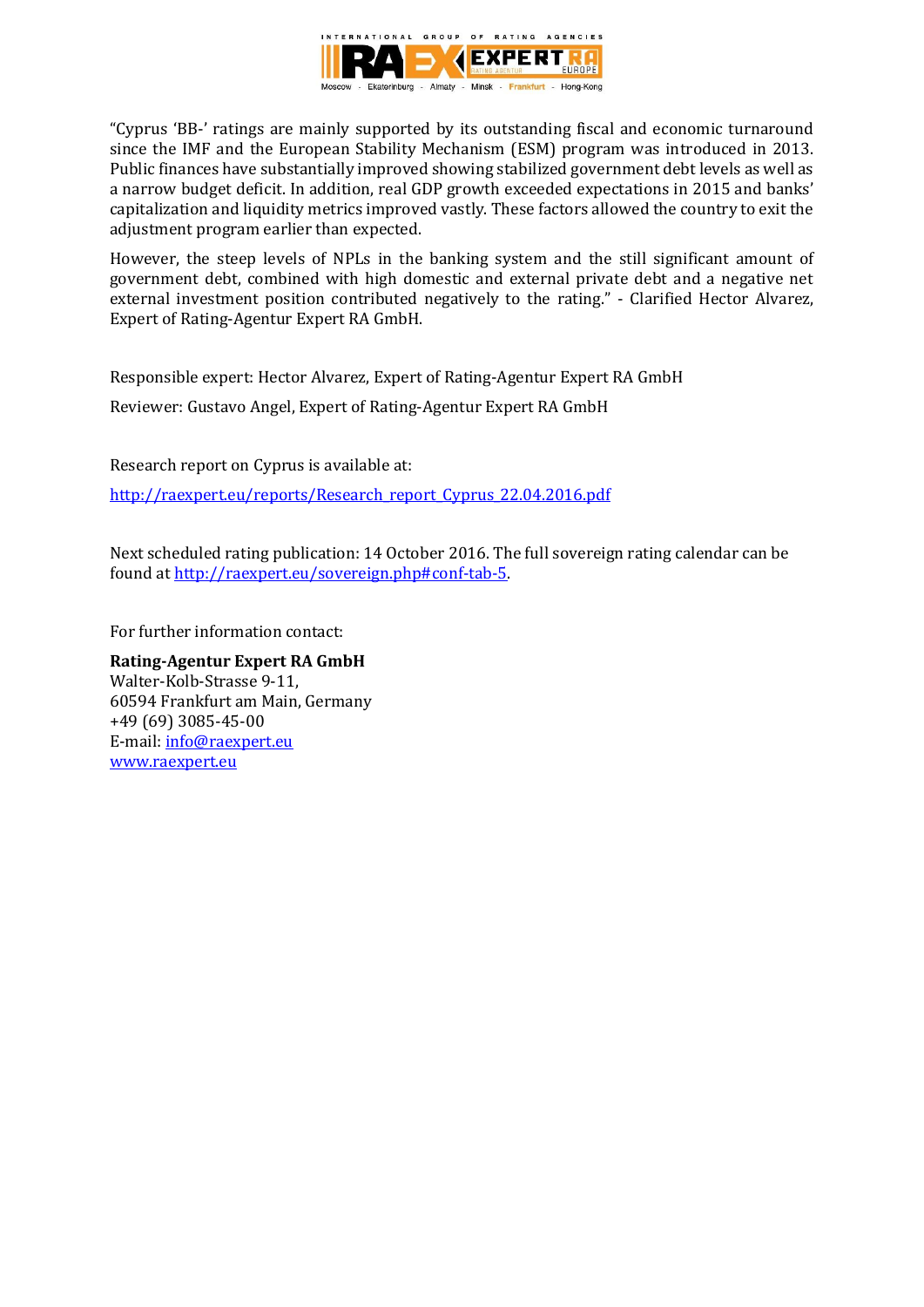"Cyprus 'BB-' ratings are mainly supported by its outstanding fiscal and economic turnaround since the IMF and the European Stability Mechanism (ESM) program was introduced in 2013. Public finances have substantially improved showing stabilized government debt levels as well as a narrow budget deficit. In addition, real GDP growth exceeded expectations in 2015 and banks' capitalization and liquidity metrics improved vastly. These factors allowed the country to exit the adjustment program earlier than expected.

However, the steep levels of NPLs in the banking system and the still significant amount of government debt, combined with high domestic and external private debt and a negative net external investment position contributed negatively to the rating." - Clarified Hector Alvarez, Expert of Rating-Agentur Expert RA GmbH.

Responsible expert: Hector Alvarez, Expert of Rating-Agentur Expert RA GmbH

Reviewer: Gustavo Angel, Expert of Rating-Agentur Expert RA GmbH

Research report on Cyprus is available at:

http://raexpert.eu/reports/Research_report_Cyprus_22.04.2016.pdf

Next scheduled rating publication: 14 October 2016. The full sovereign rating calendar can be found at http://raexpert.eu/sovereign.php#conf-tab-5.

For further information contact:

**Rating-Agentur Expert RA GmbH**
Walter-Kolb-Strasse 9-11,
60594 Frankfurt am Main, Germany
+49 (69) 3085-45-00
E-mail: info@raexpert.eu
www.raexpert.eu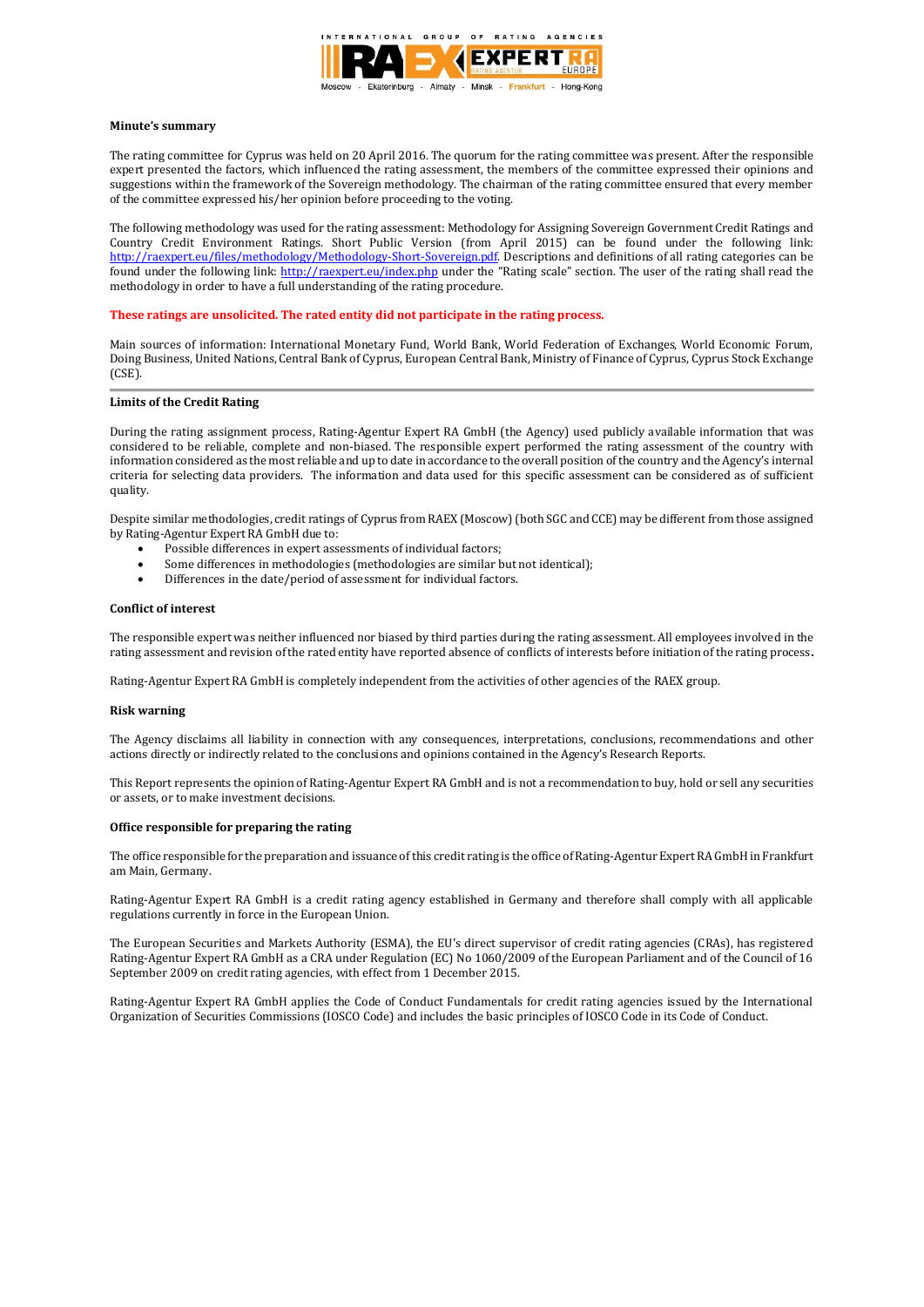**Minute's summary**

The rating committee for Cyprus was held on 20 April 2016. The quorum for the rating committee was present. After the responsible expert presented the factors, which influenced the rating assessment, the members of the committee expressed their opinions and suggestions within the framework of the Sovereign methodology. The chairman of the rating committee ensured that every member of the committee expressed his/her opinion before proceeding to the voting.

The following methodology was used for the rating assessment: Methodology for Assigning Sovereign Government Credit Ratings and Country Credit Environment Ratings. Short Public Version (from April 2015) can be found under the following link: http://raexpert.eu/files/methodology/Methodology-Short-Sovereign.pdf. Descriptions and definitions of all rating categories can be found under the following link: http://raexpert.eu/index.php under the "Rating scale" section. The user of the rating shall read the methodology in order to have a full understanding of the rating procedure.

**These ratings are unsolicited. The rated entity did not participate in the rating process.**

Main sources of information: International Monetary Fund, World Bank, World Federation of Exchanges, World Economic Forum, Doing Business, United Nations, Central Bank of Cyprus, European Central Bank, Ministry of Finance of Cyprus, Cyprus Stock Exchange (CSE).

---

**Limits of the Credit Rating**

During the rating assignment process, Rating-Agentur Expert RA GmbH (the Agency) used publicly available information that was considered to be reliable, complete and non-biased. The responsible expert performed the rating assessment of the country with information considered as the most reliable and up to date in accordance to the overall position of the country and the Agency's internal criteria for selecting data providers. The information and data used for this specific assessment can be considered as of sufficient quality.

Despite similar methodologies, credit ratings of Cyprus from RAEX (Moscow) (both SGC and CCE) may be different from those assigned by Rating-Agentur Expert RA GmbH due to:

- Possible differences in expert assessments of individual factors;
- Some differences in methodologies (methodologies are similar but not identical);
- Differences in the date/period of assessment for individual factors.

**Conflict of interest**

The responsible expert was neither influenced nor biased by third parties during the rating assessment. All employees involved in the rating assessment and revision of the rated entity have reported absence of conflicts of interests before initiation of the rating process.

Rating-Agentur Expert RA GmbH is completely independent from the activities of other agencies of the RAEX group.

**Risk warning**

The Agency disclaims all liability in connection with any consequences, interpretations, conclusions, recommendations and other actions directly or indirectly related to the conclusions and opinions contained in the Agency's Research Reports.

This Report represents the opinion of Rating-Agentur Expert RA GmbH and is not a recommendation to buy, hold or sell any securities or assets, or to make investment decisions.

**Office responsible for preparing the rating**

The office responsible for the preparation and issuance of this credit rating is the office of Rating-Agentur Expert RA GmbH in Frankfurt am Main, Germany.

Rating-Agentur Expert RA GmbH is a credit rating agency established in Germany and therefore shall comply with all applicable regulations currently in force in the European Union.

The European Securities and Markets Authority (ESMA), the EU's direct supervisor of credit rating agencies (CRAs), has registered Rating-Agentur Expert RA GmbH as a CRA under Regulation (EC) No 1060/2009 of the European Parliament and of the Council of 16 September 2009 on credit rating agencies, with effect from 1 December 2015.

Rating-Agentur Expert RA GmbH applies the Code of Conduct Fundamentals for credit rating agencies issued by the International Organization of Securities Commissions (IOSCO Code) and includes the basic principles of IOSCO Code in its Code of Conduct.